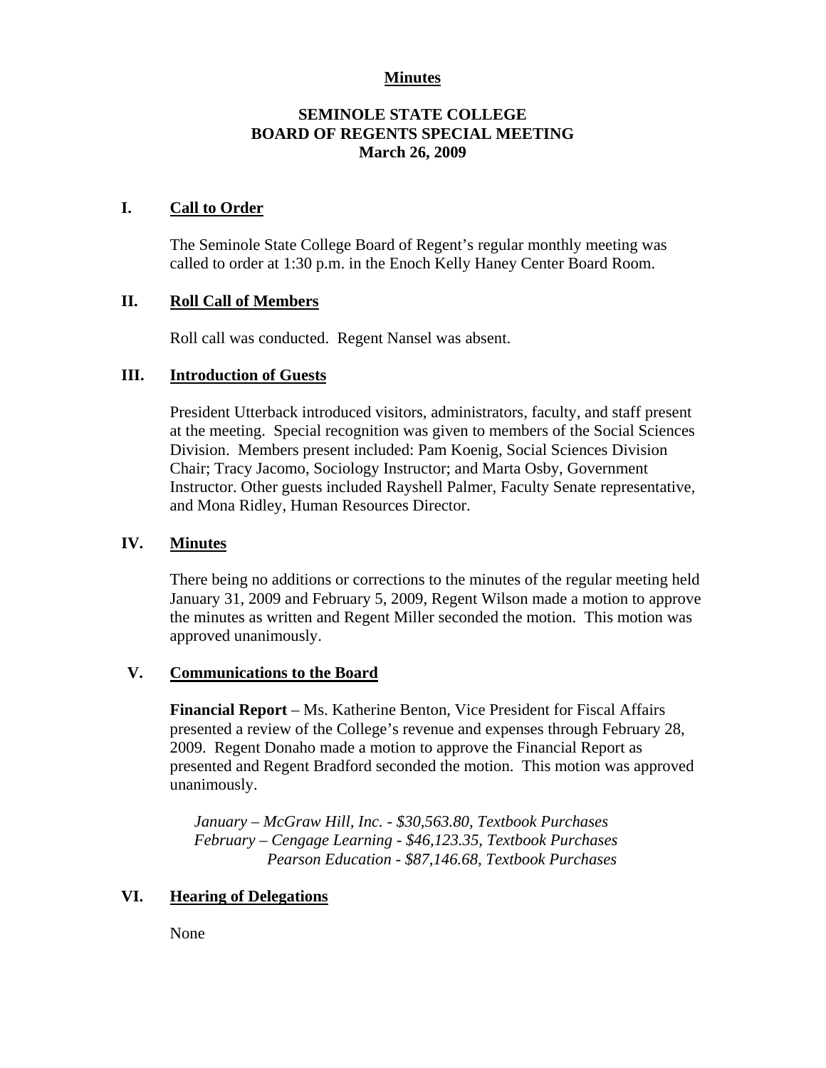**Minutes**

# SEMINOLE STATE COLLEGE
## BOARD OF REGENTS SPECIAL MEETING
### March 26, 2009

## I. Call to Order

The Seminole State College Board of Regent's regular monthly meeting was called to order at 1:30 p.m. in the Enoch Kelly Haney Center Board Room.

## II. Roll Call of Members

Roll call was conducted. Regent Nansel was absent.

## III. Introduction of Guests

President Utterback introduced visitors, administrators, faculty, and staff present at the meeting. Special recognition was given to members of the Social Sciences Division. Members present included: Pam Koenig, Social Sciences Division Chair; Tracy Jacomo, Sociology Instructor; and Marta Osby, Government Instructor. Other guests included Rayshell Palmer, Faculty Senate representative, and Mona Ridley, Human Resources Director.

## IV. Minutes

There being no additions or corrections to the minutes of the regular meeting held January 31, 2009 and February 5, 2009, Regent Wilson made a motion to approve the minutes as written and Regent Miller seconded the motion. This motion was approved unanimously.

## V. Communications to the Board

**Financial Report** – Ms. Katherine Benton, Vice President for Fiscal Affairs presented a review of the College's revenue and expenses through February 28, 2009. Regent Donaho made a motion to approve the Financial Report as presented and Regent Bradford seconded the motion. This motion was approved unanimously.

*January – McGraw Hill, Inc. - $30,563.80, Textbook Purchases*
*February – Cengage Learning - $46,123.35, Textbook Purchases*
*Pearson Education - $87,146.68, Textbook Purchases*

## VI. Hearing of Delegations

None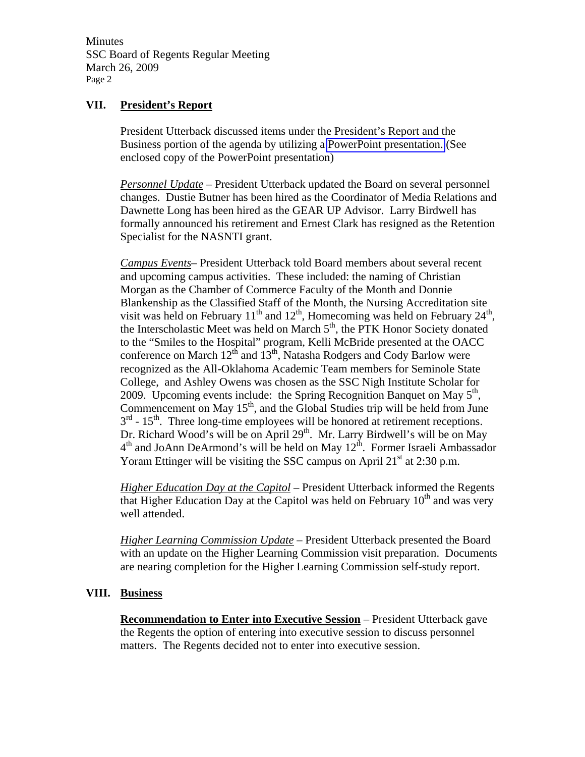## VII. President's Report

President Utterback discussed items under the President's Report and the Business portion of the agenda by utilizing a PowerPoint presentation. (See enclosed copy of the PowerPoint presentation)

*Personnel Update* – President Utterback updated the Board on several personnel changes. Dustie Butner has been hired as the Coordinator of Media Relations and Dawnette Long has been hired as the GEAR UP Advisor. Larry Birdwell has formally announced his retirement and Ernest Clark has resigned as the Retention Specialist for the NASNTI grant.

*Campus Events*– President Utterback told Board members about several recent and upcoming campus activities. These included: the naming of Christian Morgan as the Chamber of Commerce Faculty of the Month and Donnie Blankenship as the Classified Staff of the Month, the Nursing Accreditation site visit was held on February 11th and 12th, Homecoming was held on February 24th, the Interscholastic Meet was held on March 5th, the PTK Honor Society donated to the "Smiles to the Hospital" program, Kelli McBride presented at the OACC conference on March 12th and 13th, Natasha Rodgers and Cody Barlow were recognized as the All-Oklahoma Academic Team members for Seminole State College, and Ashley Owens was chosen as the SSC Nigh Institute Scholar for 2009. Upcoming events include: the Spring Recognition Banquet on May 5th, Commencement on May 15th, and the Global Studies trip will be held from June 3rd - 15th. Three long-time employees will be honored at retirement receptions. Dr. Richard Wood's will be on April 29th. Mr. Larry Birdwell's will be on May 4th and JoAnn DeArmond's will be held on May 12th. Former Israeli Ambassador Yoram Ettinger will be visiting the SSC campus on April 21st at 2:30 p.m.

*Higher Education Day at the Capitol* – President Utterback informed the Regents that Higher Education Day at the Capitol was held on February 10th and was very well attended.

*Higher Learning Commission Update* – President Utterback presented the Board with an update on the Higher Learning Commission visit preparation. Documents are nearing completion for the Higher Learning Commission self-study report.

## VIII. Business

**Recommendation to Enter into Executive Session** – President Utterback gave the Regents the option of entering into executive session to discuss personnel matters. The Regents decided not to enter into executive session.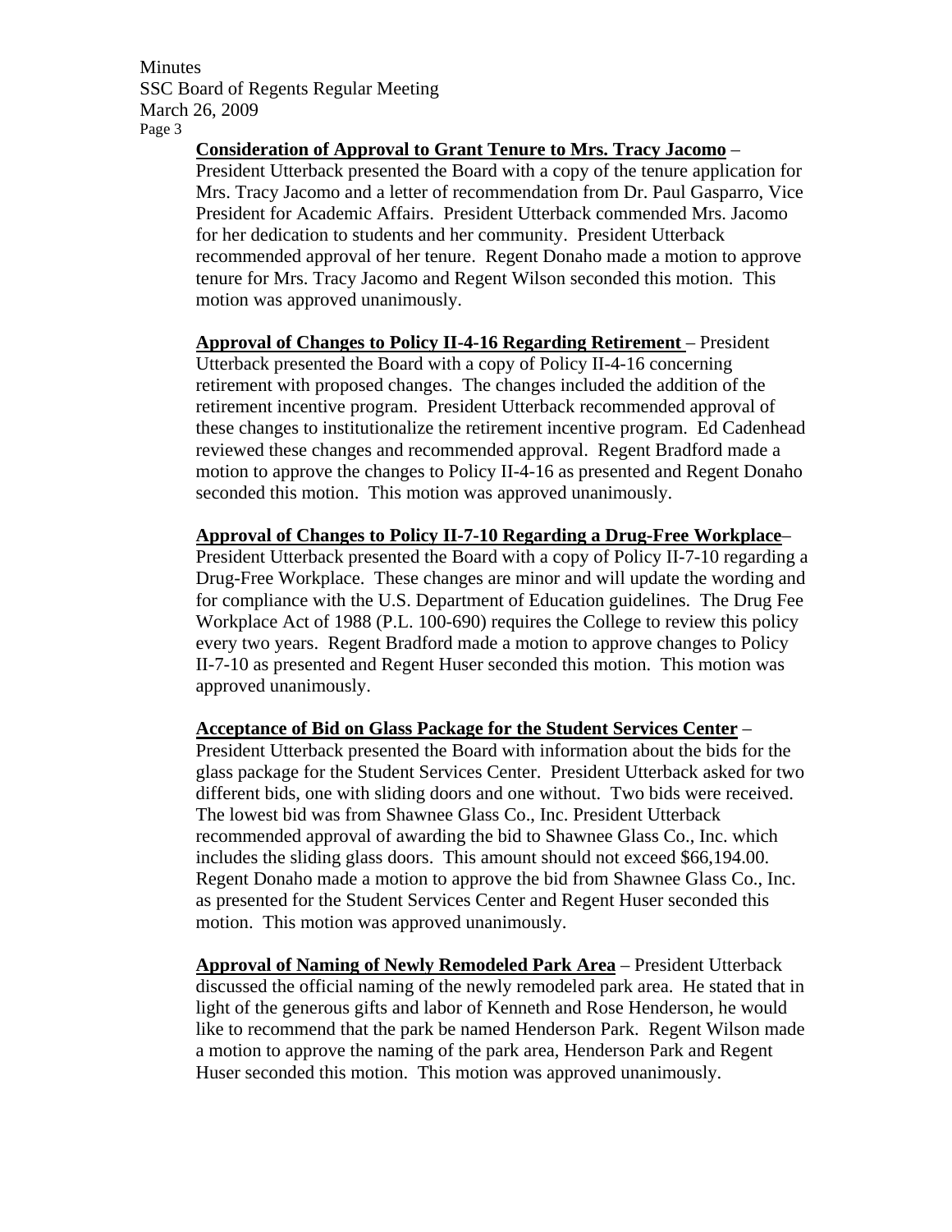**Consideration of Approval to Grant Tenure to Mrs. Tracy Jacomo** – President Utterback presented the Board with a copy of the tenure application for Mrs. Tracy Jacomo and a letter of recommendation from Dr. Paul Gasparro, Vice President for Academic Affairs. President Utterback commended Mrs. Jacomo for her dedication to students and her community. President Utterback recommended approval of her tenure. Regent Donaho made a motion to approve tenure for Mrs. Tracy Jacomo and Regent Wilson seconded this motion. This motion was approved unanimously.

**Approval of Changes to Policy II-4-16 Regarding Retirement** – President Utterback presented the Board with a copy of Policy II-4-16 concerning retirement with proposed changes. The changes included the addition of the retirement incentive program. President Utterback recommended approval of these changes to institutionalize the retirement incentive program. Ed Cadenhead reviewed these changes and recommended approval. Regent Bradford made a motion to approve the changes to Policy II-4-16 as presented and Regent Donaho seconded this motion. This motion was approved unanimously.

**Approval of Changes to Policy II-7-10 Regarding a Drug-Free Workplace**– President Utterback presented the Board with a copy of Policy II-7-10 regarding a Drug-Free Workplace. These changes are minor and will update the wording and for compliance with the U.S. Department of Education guidelines. The Drug Fee Workplace Act of 1988 (P.L. 100-690) requires the College to review this policy every two years. Regent Bradford made a motion to approve changes to Policy II-7-10 as presented and Regent Huser seconded this motion. This motion was approved unanimously.

**Acceptance of Bid on Glass Package for the Student Services Center** – President Utterback presented the Board with information about the bids for the glass package for the Student Services Center. President Utterback asked for two different bids, one with sliding doors and one without. Two bids were received. The lowest bid was from Shawnee Glass Co., Inc. President Utterback recommended approval of awarding the bid to Shawnee Glass Co., Inc. which includes the sliding glass doors. This amount should not exceed $66,194.00. Regent Donaho made a motion to approve the bid from Shawnee Glass Co., Inc. as presented for the Student Services Center and Regent Huser seconded this motion. This motion was approved unanimously.

**Approval of Naming of Newly Remodeled Park Area** – President Utterback discussed the official naming of the newly remodeled park area. He stated that in light of the generous gifts and labor of Kenneth and Rose Henderson, he would like to recommend that the park be named Henderson Park. Regent Wilson made a motion to approve the naming of the park area, Henderson Park and Regent Huser seconded this motion. This motion was approved unanimously.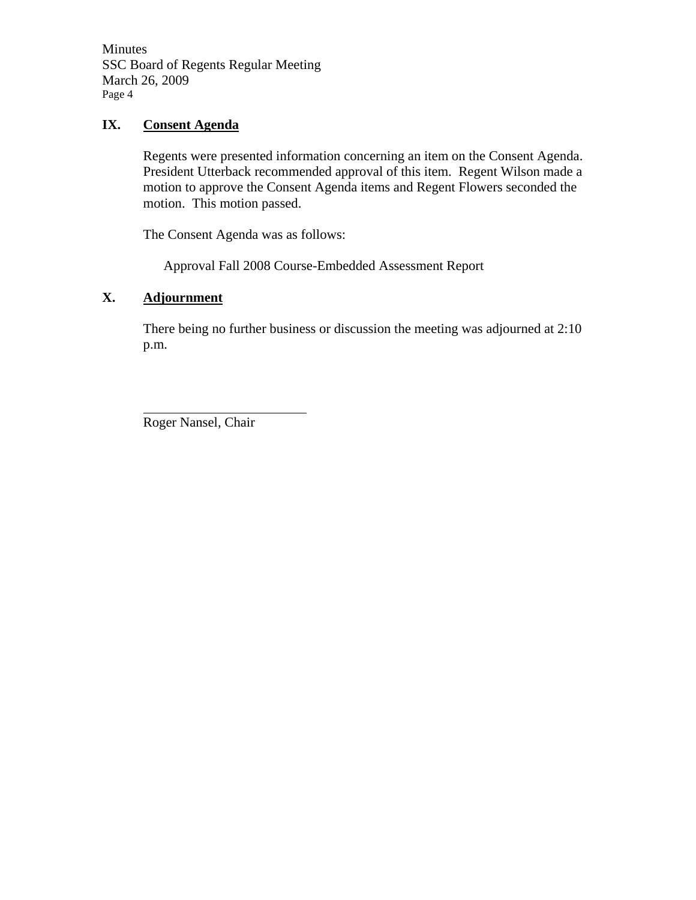## IX. Consent Agenda

Regents were presented information concerning an item on the Consent Agenda. President Utterback recommended approval of this item. Regent Wilson made a motion to approve the Consent Agenda items and Regent Flowers seconded the motion. This motion passed.

The Consent Agenda was as follows:

Approval Fall 2008 Course-Embedded Assessment Report

## X. Adjournment

There being no further business or discussion the meeting was adjourned at 2:10 p.m.

\_\_\_\_\_\_\_\_\_\_\_\_\_\_\_\_\_\_\_\_\_\_\_\_\_\_

Roger Nansel, Chair